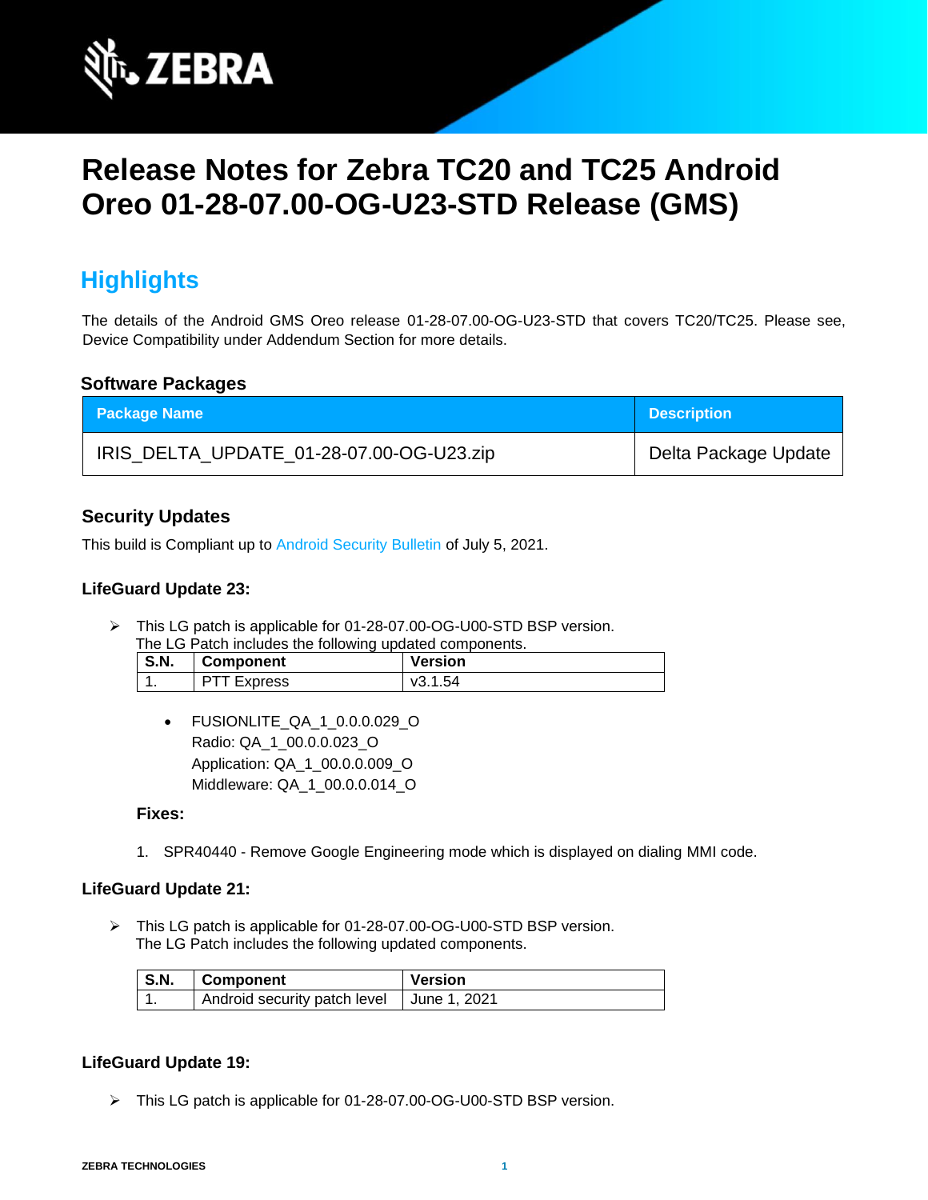# Release Notes for Zebra TC20 and TC25 Android Oreo 01-28-07.00-OG-U23-STD Release (GMS)

## Highlights

The details of the Android GMS Oreo release 01-28-07.00-OG-U23-STD that covers TC20/TC25. Please see, Device Compatibility under Addendum Section for more details.

### Software Packages

| Package Name | Description |
|---|---|
| IRIS_DELTA_UPDATE_01-28-07.00-OG-U23.zip | Delta Package Update |

### Security Updates

This build is Compliant up to Android Security Bulletin of July 5, 2021.

### LifeGuard Update 23:

- This LG patch is applicable for 01-28-07.00-OG-U00-STD BSP version.
  The LG Patch includes the following updated components.

| S.N. | Component | Version |
|---|---|---|
| 1. | PTT Express | v3.1.54 |

- FUSIONLITE_QA_1_0.0.0.029_O
  Radio: QA_1_00.0.0.023_O
  Application: QA_1_00.0.0.009_O
  Middleware: QA_1_00.0.0.014_O

**Fixes:**

1. SPR40440 - Remove Google Engineering mode which is displayed on dialing MMI code.

### LifeGuard Update 21:

- This LG patch is applicable for 01-28-07.00-OG-U00-STD BSP version.
  The LG Patch includes the following updated components.

| S.N. | Component | Version |
|---|---|---|
| 1. | Android security patch level | June 1, 2021 |

### LifeGuard Update 19:

- This LG patch is applicable for 01-28-07.00-OG-U00-STD BSP version.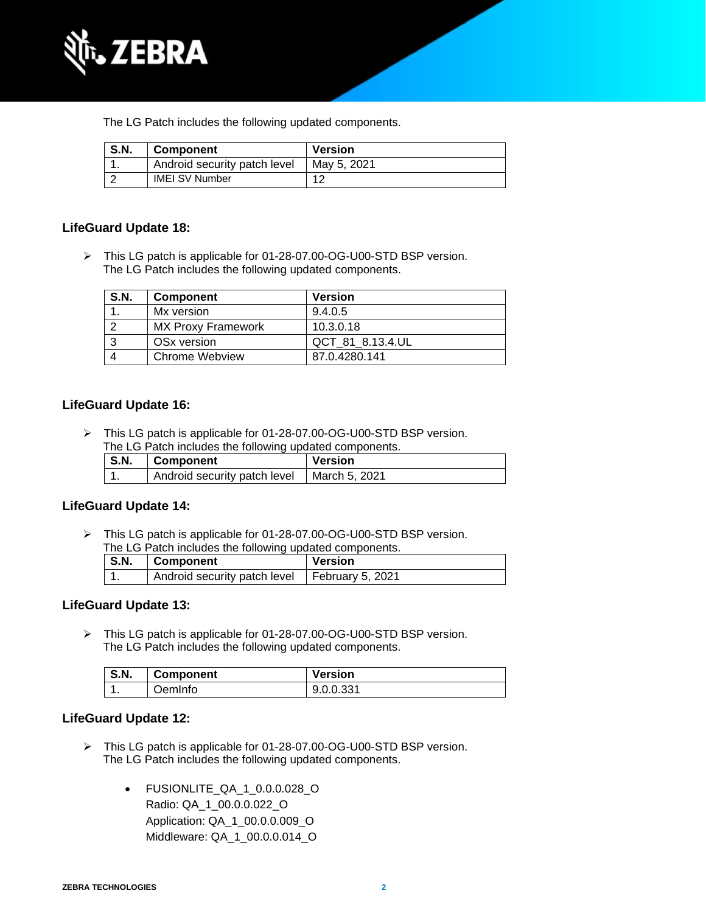The LG Patch includes the following updated components.

| S.N. | Component | Version |
|---|---|---|
| 1. | Android security patch level | May 5, 2021 |
| 2 | IMEI SV Number | 12 |

### LifeGuard Update 18:

- This LG patch is applicable for 01-28-07.00-OG-U00-STD BSP version.
  The LG Patch includes the following updated components.

| S.N. | Component | Version |
|---|---|---|
| 1. | Mx version | 9.4.0.5 |
| 2 | MX Proxy Framework | 10.3.0.18 |
| 3 | OSx version | QCT_81_8.13.4.UL |
| 4 | Chrome Webview | 87.0.4280.141 |

### LifeGuard Update 16:

- This LG patch is applicable for 01-28-07.00-OG-U00-STD BSP version.
  The LG Patch includes the following updated components.

| S.N. | Component | Version |
|---|---|---|
| 1. | Android security patch level | March 5, 2021 |

### LifeGuard Update 14:

- This LG patch is applicable for 01-28-07.00-OG-U00-STD BSP version.
  The LG Patch includes the following updated components.

| S.N. | Component | Version |
|---|---|---|
| 1. | Android security patch level | February 5, 2021 |

### LifeGuard Update 13:

- This LG patch is applicable for 01-28-07.00-OG-U00-STD BSP version.
  The LG Patch includes the following updated components.

| S.N. | Component | Version |
|---|---|---|
| 1. | OemInfo | 9.0.0.331 |

### LifeGuard Update 12:

- This LG patch is applicable for 01-28-07.00-OG-U00-STD BSP version.
  The LG Patch includes the following updated components.

  - FUSIONLITE_QA_1_0.0.0.028_O
    Radio: QA_1_00.0.0.022_O
    Application: QA_1_00.0.0.009_O
    Middleware: QA_1_00.0.0.014_O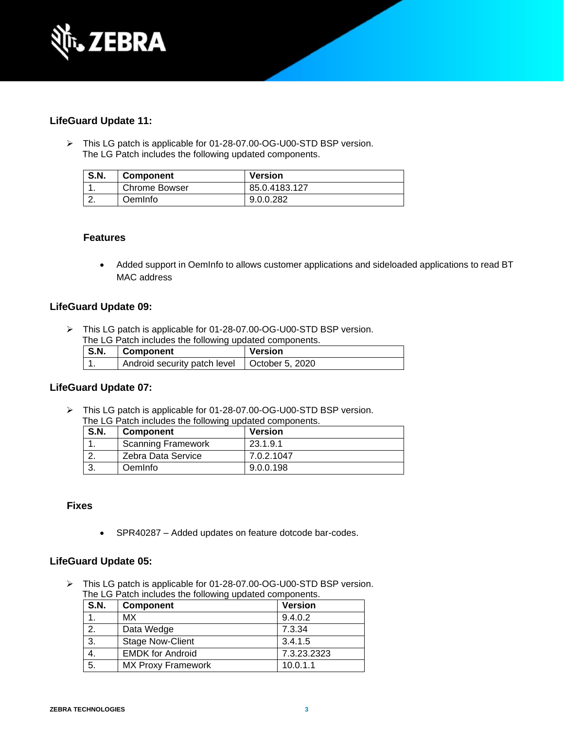### LifeGuard Update 11:

- This LG patch is applicable for 01-28-07.00-OG-U00-STD BSP version.
  The LG Patch includes the following updated components.

| S.N. | Component | Version |
|---|---|---|
| 1. | Chrome Bowser | 85.0.4183.127 |
| 2. | OemInfo | 9.0.0.282 |

#### Features

- Added support in OemInfo to allows customer applications and sideloaded applications to read BT MAC address

### LifeGuard Update 09:

- This LG patch is applicable for 01-28-07.00-OG-U00-STD BSP version.
  The LG Patch includes the following updated components.

| S.N. | Component | Version |
|---|---|---|
| 1. | Android security patch level | October 5, 2020 |

### LifeGuard Update 07:

- This LG patch is applicable for 01-28-07.00-OG-U00-STD BSP version.
  The LG Patch includes the following updated components.

| S.N. | Component | Version |
|---|---|---|
| 1. | Scanning Framework | 23.1.9.1 |
| 2. | Zebra Data Service | 7.0.2.1047 |
| 3. | OemInfo | 9.0.0.198 |

#### Fixes

- SPR40287 – Added updates on feature dotcode bar-codes.

### LifeGuard Update 05:

- This LG patch is applicable for 01-28-07.00-OG-U00-STD BSP version.
  The LG Patch includes the following updated components.

| S.N. | Component | Version |
|---|---|---|
| 1. | MX | 9.4.0.2 |
| 2. | Data Wedge | 7.3.34 |
| 3. | Stage Now-Client | 3.4.1.5 |
| 4. | EMDK for Android | 7.3.23.2323 |
| 5. | MX Proxy Framework | 10.0.1.1 |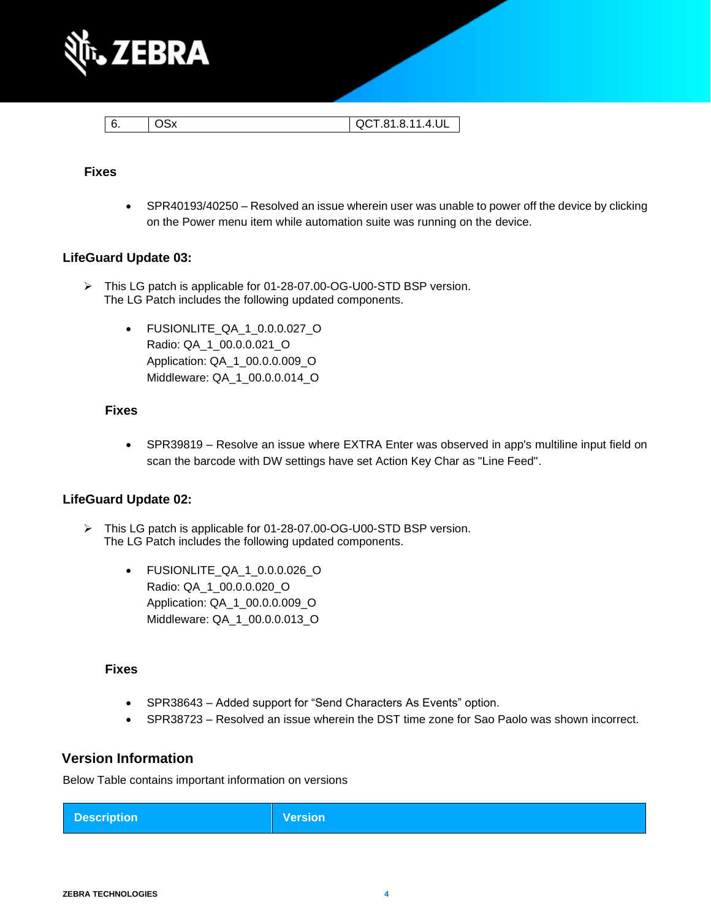| 6. | OSx | QCT.81.8.11.4.UL |
|---|---|---|

### Fixes

- SPR40193/40250 – Resolved an issue wherein user was unable to power off the device by clicking on the Power menu item while automation suite was running on the device.

## LifeGuard Update 03:

➢ This LG patch is applicable for 01-28-07.00-OG-U00-STD BSP version.
The LG Patch includes the following updated components.

- FUSIONLITE_QA_1_0.0.0.027_O
  Radio: QA_1_00.0.0.021_O
  Application: QA_1_00.0.0.009_O
  Middleware: QA_1_00.0.0.014_O

### Fixes

- SPR39819 – Resolve an issue where EXTRA Enter was observed in app's multiline input field on scan the barcode with DW settings have set Action Key Char as "Line Feed".

## LifeGuard Update 02:

➢ This LG patch is applicable for 01-28-07.00-OG-U00-STD BSP version.
The LG Patch includes the following updated components.

- FUSIONLITE_QA_1_0.0.0.026_O
  Radio: QA_1_00.0.0.020_O
  Application: QA_1_00.0.0.009_O
  Middleware: QA_1_00.0.0.013_O

### Fixes

- SPR38643 – Added support for “Send Characters As Events” option.
- SPR38723 – Resolved an issue wherein the DST time zone for Sao Paolo was shown incorrect.

## Version Information

Below Table contains important information on versions

| Description | Version |
|---|---|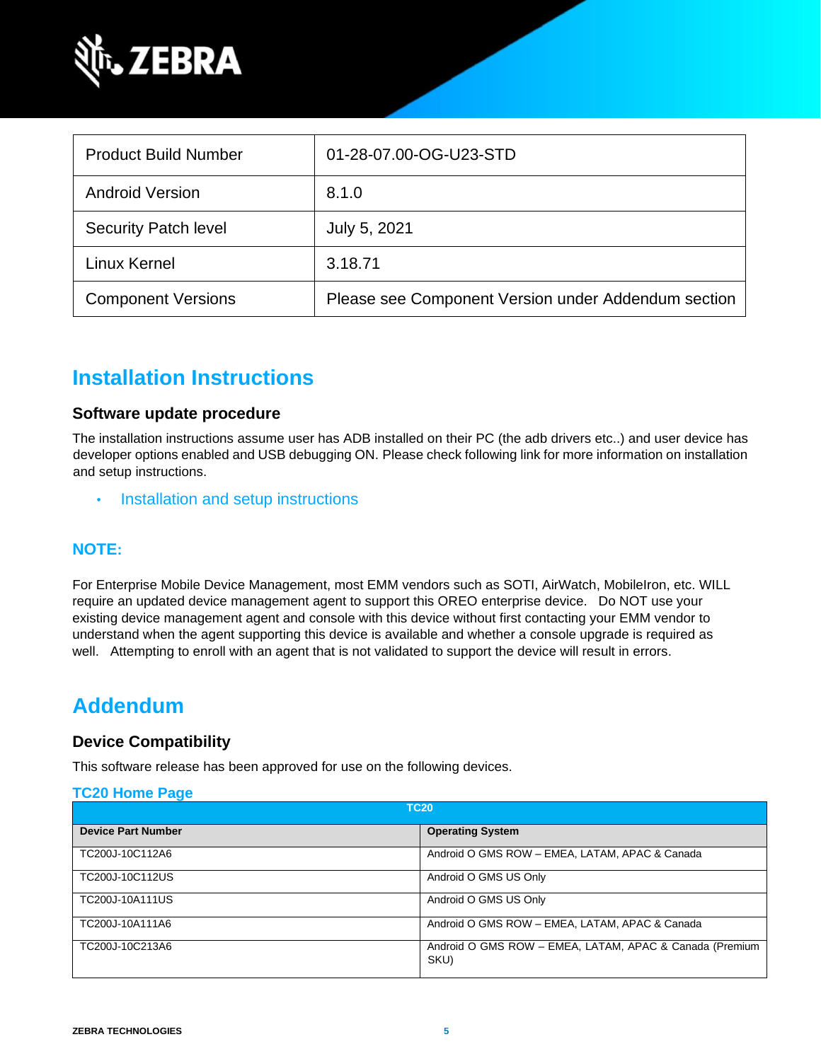| Product Build Number | 01-28-07.00-OG-U23-STD |
|---|---|
| Android Version | 8.1.0 |
| Security Patch level | July 5, 2021 |
| Linux Kernel | 3.18.71 |
| Component Versions | Please see Component Version under Addendum section |

# Installation Instructions

### Software update procedure

The installation instructions assume user has ADB installed on their PC (the adb drivers etc..) and user device has developer options enabled and USB debugging ON. Please check following link for more information on installation and setup instructions.

- Installation and setup instructions

## NOTE:

For Enterprise Mobile Device Management, most EMM vendors such as SOTI, AirWatch, MobileIron, etc. WILL require an updated device management agent to support this OREO enterprise device. Do NOT use your existing device management agent and console with this device without first contacting your EMM vendor to understand when the agent supporting this device is available and whether a console upgrade is required as well. Attempting to enroll with an agent that is not validated to support the device will result in errors.

# Addendum

### Device Compatibility

This software release has been approved for use on the following devices.

**TC20 Home Page**

| TC20 | |
|---|---|
| **Device Part Number** | **Operating System** |
| TC200J-10C112A6 | Android O GMS ROW – EMEA, LATAM, APAC & Canada |
| TC200J-10C112US | Android O GMS US Only |
| TC200J-10A111US | Android O GMS US Only |
| TC200J-10A111A6 | Android O GMS ROW – EMEA, LATAM, APAC & Canada |
| TC200J-10C213A6 | Android O GMS ROW – EMEA, LATAM, APAC & Canada (Premium SKU) |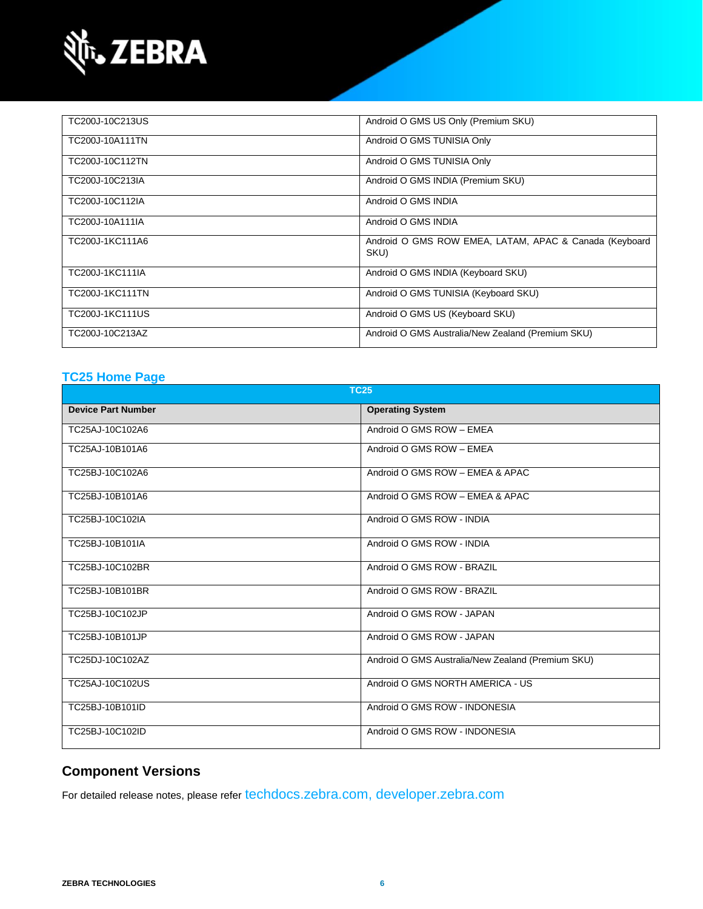| | |
|---|---|
| TC200J-10C213US | Android O GMS US Only (Premium SKU) |
| TC200J-10A111TN | Android O GMS TUNISIA Only |
| TC200J-10C112TN | Android O GMS TUNISIA Only |
| TC200J-10C213IA | Android O GMS INDIA (Premium SKU) |
| TC200J-10C112IA | Android O GMS INDIA |
| TC200J-10A111IA | Android O GMS INDIA |
| TC200J-1KC111A6 | Android O GMS ROW EMEA, LATAM, APAC & Canada (Keyboard SKU) |
| TC200J-1KC111IA | Android O GMS INDIA (Keyboard SKU) |
| TC200J-1KC111TN | Android O GMS TUNISIA (Keyboard SKU) |
| TC200J-1KC111US | Android O GMS US (Keyboard SKU) |
| TC200J-10C213AZ | Android O GMS Australia/New Zealand (Premium SKU) |

## TC25 Home Page

| TC25 | |
|---|---|
| **Device Part Number** | **Operating System** |
| TC25AJ-10C102A6 | Android O GMS ROW – EMEA |
| TC25AJ-10B101A6 | Android O GMS ROW – EMEA |
| TC25BJ-10C102A6 | Android O GMS ROW – EMEA & APAC |
| TC25BJ-10B101A6 | Android O GMS ROW – EMEA & APAC |
| TC25BJ-10C102IA | Android O GMS ROW - INDIA |
| TC25BJ-10B101IA | Android O GMS ROW - INDIA |
| TC25BJ-10C102BR | Android O GMS ROW - BRAZIL |
| TC25BJ-10B101BR | Android O GMS ROW - BRAZIL |
| TC25BJ-10C102JP | Android O GMS ROW - JAPAN |
| TC25BJ-10B101JP | Android O GMS ROW - JAPAN |
| TC25DJ-10C102AZ | Android O GMS Australia/New Zealand (Premium SKU) |
| TC25AJ-10C102US | Android O GMS NORTH AMERICA - US |
| TC25BJ-10B101ID | Android O GMS ROW - INDONESIA |
| TC25BJ-10C102ID | Android O GMS ROW - INDONESIA |

## Component Versions

For detailed release notes, please refer techdocs.zebra.com, developer.zebra.com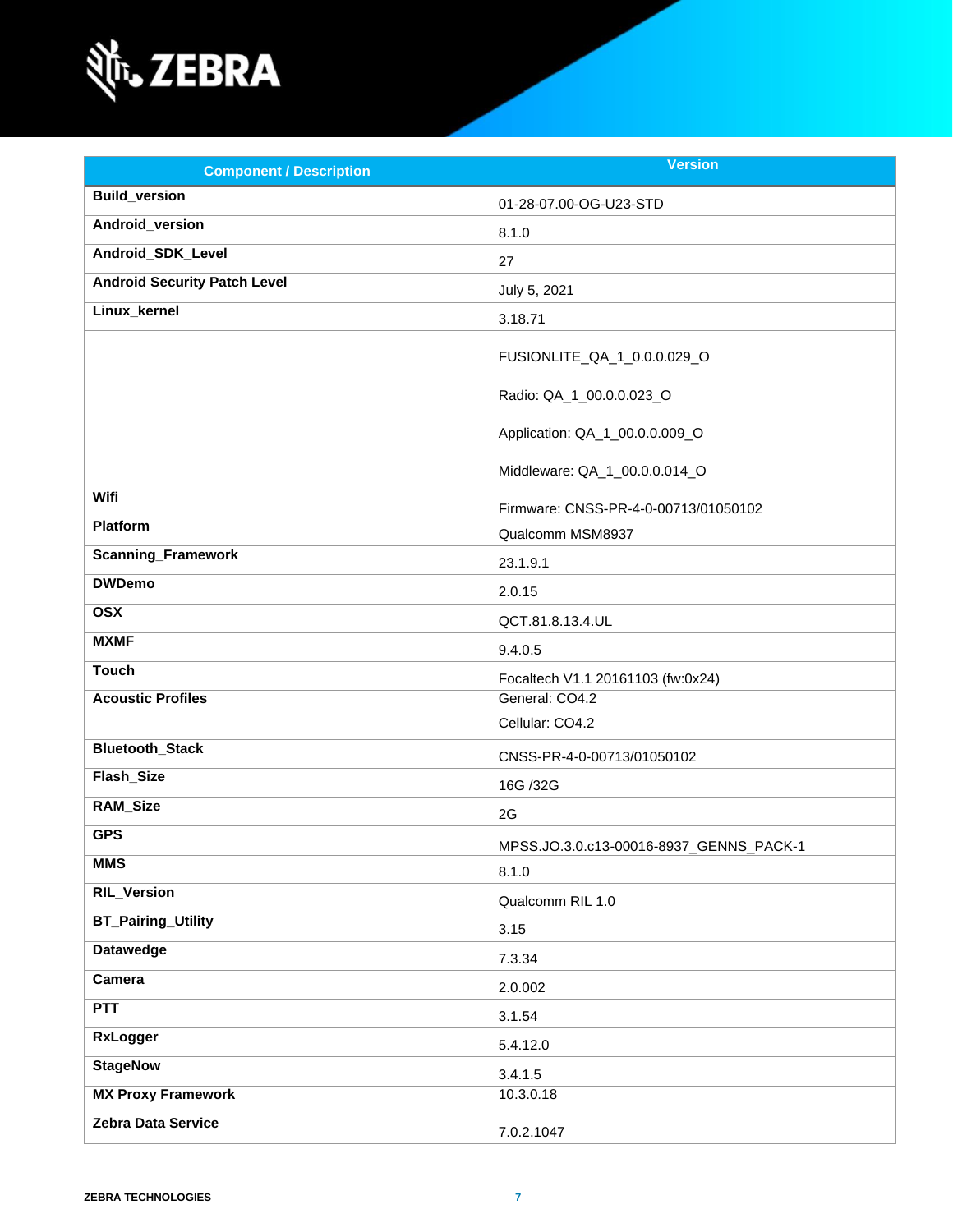| Component / Description | Version |
| --- | --- |
| **Build_version** | 01-28-07.00-OG-U23-STD |
| **Android_version** | 8.1.0 |
| **Android_SDK_Level** | 27 |
| **Android Security Patch Level** | July 5, 2021 |
| **Linux_kernel** | 3.18.71 |
| **Wifi** | FUSIONLITE_QA_1_0.0.0.029_O<br><br>Radio: QA_1_00.0.0.023_O<br><br>Application: QA_1_00.0.0.009_O<br><br>Middleware: QA_1_00.0.0.014_O<br><br>Firmware: CNSS-PR-4-0-00713/01050102 |
| **Platform** | Qualcomm MSM8937 |
| **Scanning_Framework** | 23.1.9.1 |
| **DWDemo** | 2.0.15 |
| **OSX** | QCT.81.8.13.4.UL |
| **MXMF** | 9.4.0.5 |
| **Touch** | Focaltech V1.1 20161103 (fw:0x24) |
| **Acoustic Profiles** | General: CO4.2<br><br>Cellular: CO4.2 |
| **Bluetooth_Stack** | CNSS-PR-4-0-00713/01050102 |
| **Flash_Size** | 16G /32G |
| **RAM_Size** | 2G |
| **GPS** | MPSS.JO.3.0.c13-00016-8937_GENNS_PACK-1 |
| **MMS** | 8.1.0 |
| **RIL_Version** | Qualcomm RIL 1.0 |
| **BT_Pairing_Utility** | 3.15 |
| **Datawedge** | 7.3.34 |
| **Camera** | 2.0.002 |
| **PTT** | 3.1.54 |
| **RxLogger** | 5.4.12.0 |
| **StageNow** | 3.4.1.5 |
| **MX Proxy Framework** | 10.3.0.18 |
| **Zebra Data Service** | 7.0.2.1047 |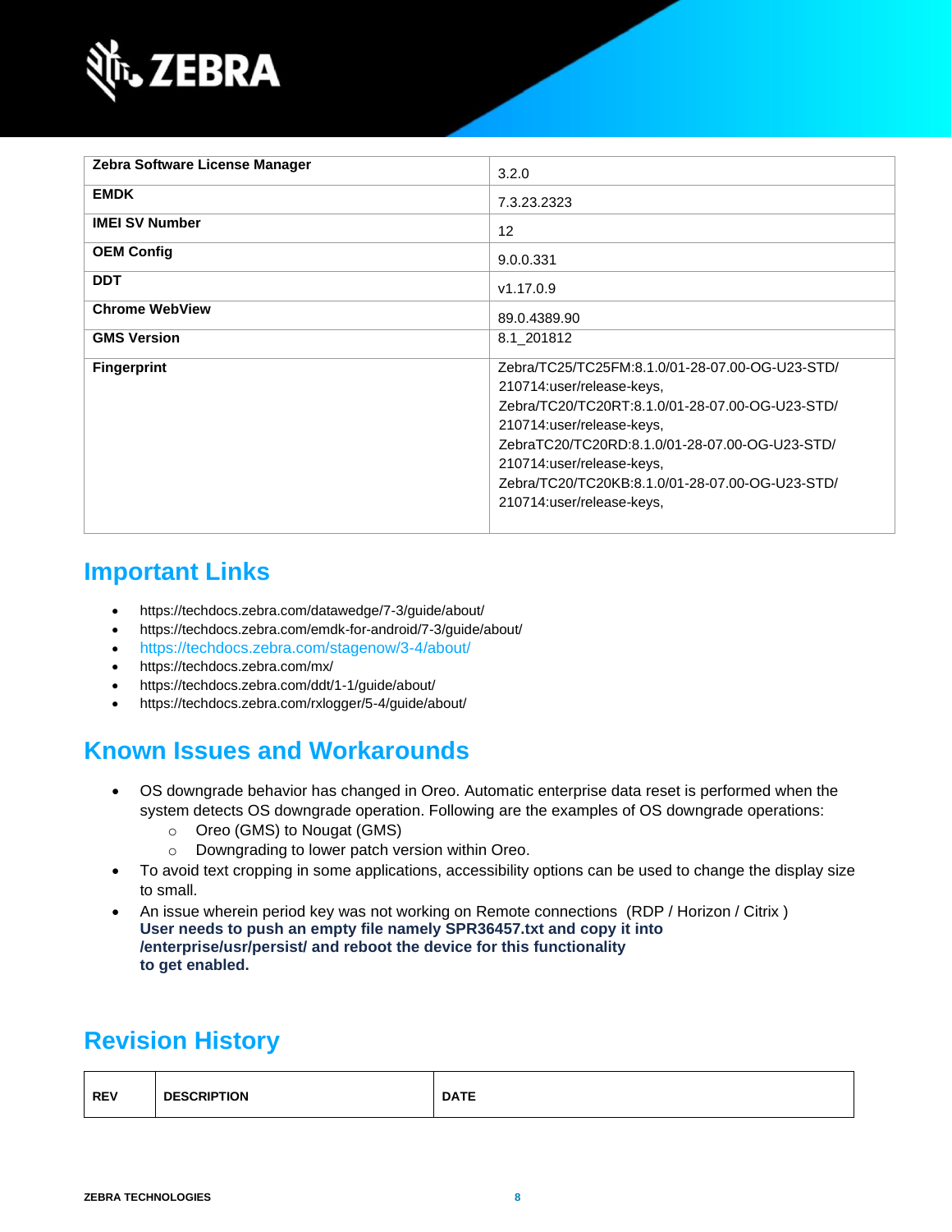| | |
|---|---|
| **Zebra Software License Manager** | 3.2.0 |
| **EMDK** | 7.3.23.2323 |
| **IMEI SV Number** | 12 |
| **OEM Config** | 9.0.0.331 |
| **DDT** | v1.17.0.9 |
| **Chrome WebView** | 89.0.4389.90 |
| **GMS Version** | 8.1_201812 |
| **Fingerprint** | Zebra/TC25/TC25FM:8.1.0/01-28-07.00-OG-U23-STD/210714:user/release-keys, Zebra/TC20/TC20RT:8.1.0/01-28-07.00-OG-U23-STD/210714:user/release-keys, ZebraTC20/TC20RD:8.1.0/01-28-07.00-OG-U23-STD/210714:user/release-keys, Zebra/TC20/TC20KB:8.1.0/01-28-07.00-OG-U23-STD/210714:user/release-keys, |

## Important Links

- https://techdocs.zebra.com/datawedge/7-3/guide/about/
- https://techdocs.zebra.com/emdk-for-android/7-3/guide/about/
- https://techdocs.zebra.com/stagenow/3-4/about/
- https://techdocs.zebra.com/mx/
- https://techdocs.zebra.com/ddt/1-1/guide/about/
- https://techdocs.zebra.com/rxlogger/5-4/guide/about/

## Known Issues and Workarounds

- OS downgrade behavior has changed in Oreo. Automatic enterprise data reset is performed when the system detects OS downgrade operation. Following are the examples of OS downgrade operations:
  - Oreo (GMS) to Nougat (GMS)
  - Downgrading to lower patch version within Oreo.
- To avoid text cropping in some applications, accessibility options can be used to change the display size to small.
- An issue wherein period key was not working on Remote connections (RDP / Horizon / Citrix )
  **User needs to push an empty file namely SPR36457.txt and copy it into /enterprise/usr/persist/ and reboot the device for this functionality to get enabled.**

## Revision History

| REV | DESCRIPTION | DATE |
|---|---|---|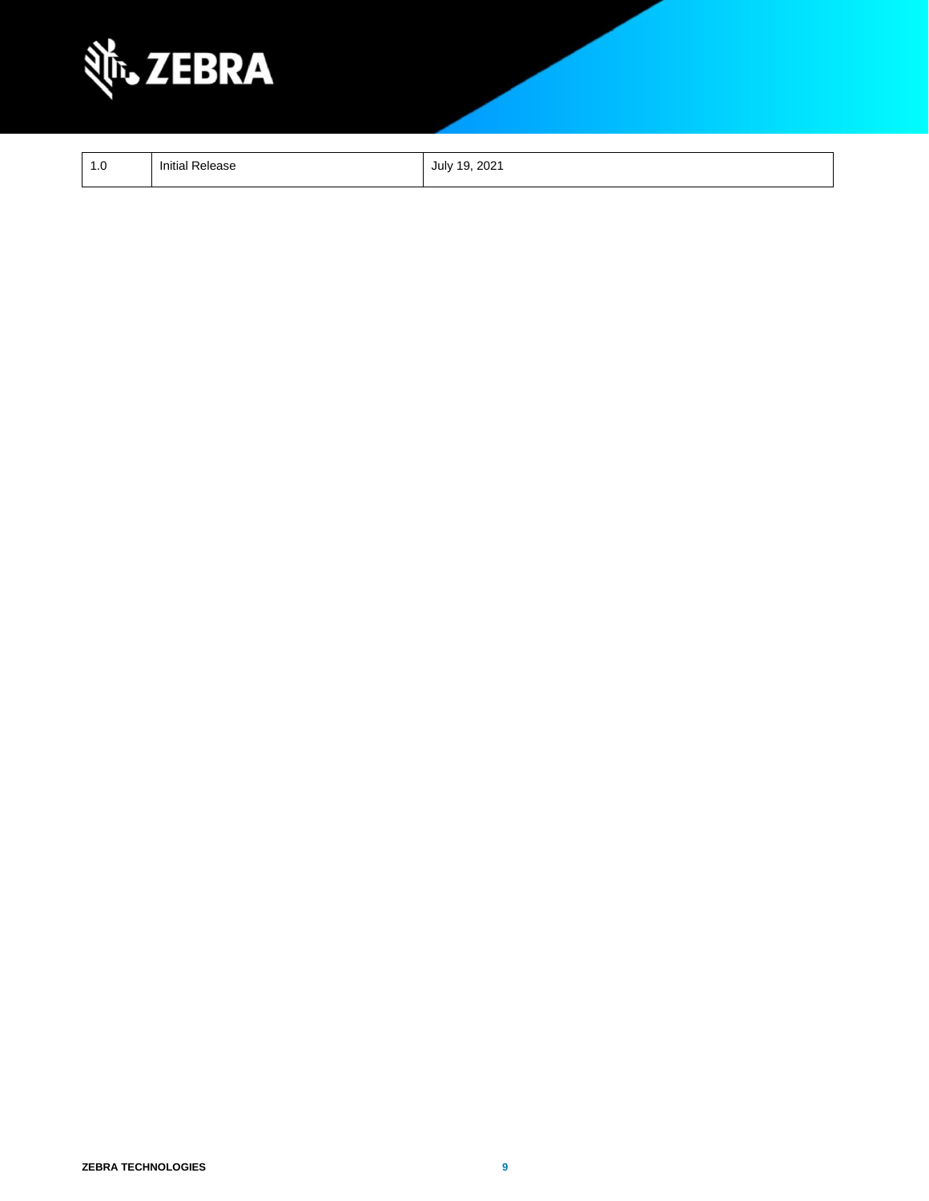| | | |
|---|---|---|
| 1.0 | Initial Release | July 19, 2021 |